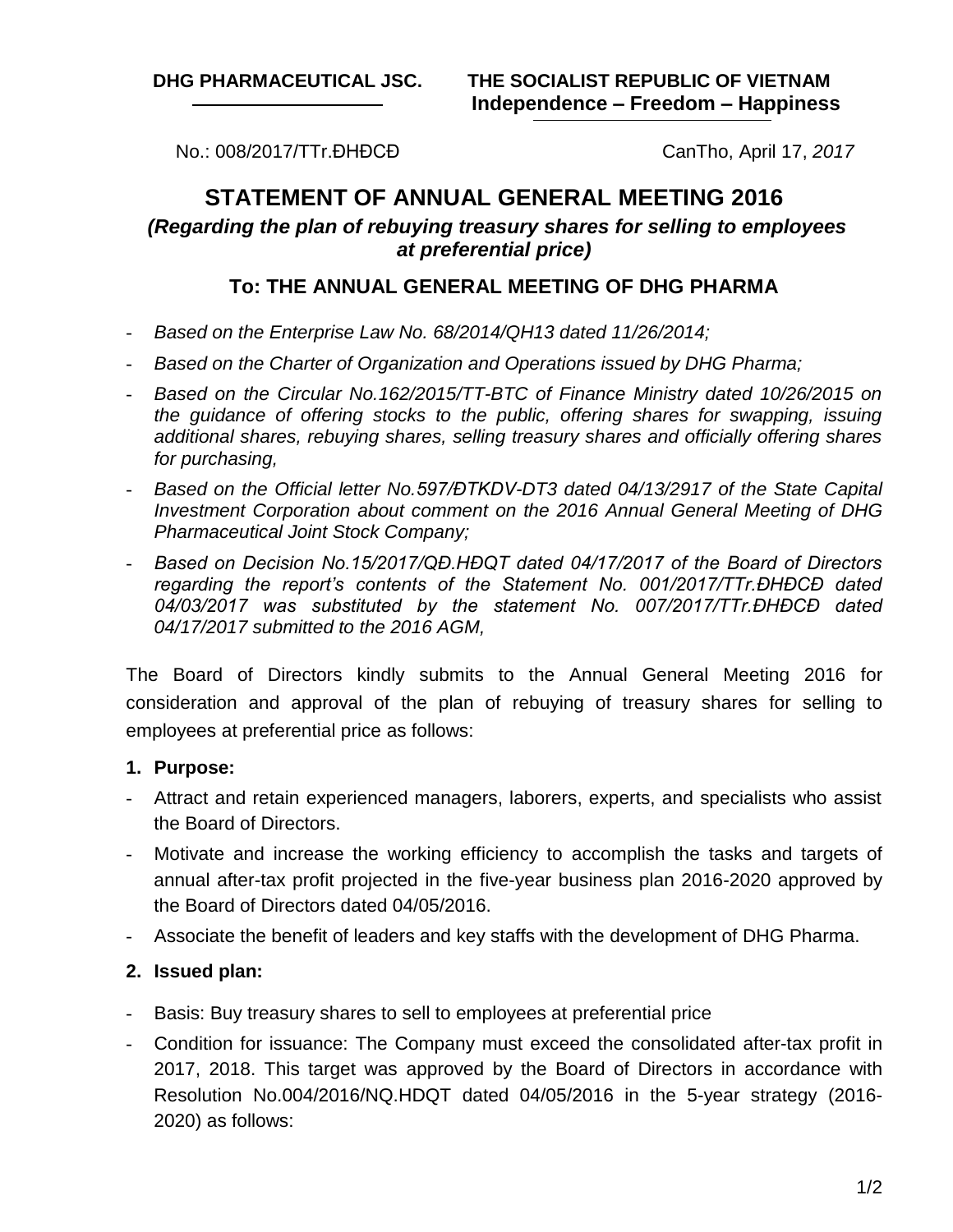**DHG PHARMACEUTICAL JSC.**

**THE SOCIALIST REPUBLIC OF VIETNAM**
**Independence – Freedom – Happiness**

No.: 008/2017/TTr.ĐHĐCĐ

CanTho, April 17, *2017*

# STATEMENT OF ANNUAL GENERAL MEETING 2016

### *(Regarding the plan of rebuying treasury shares for selling to employees at preferential price)*

### To: THE ANNUAL GENERAL MEETING OF DHG PHARMA

- *Based on the Enterprise Law No. 68/2014/QH13 dated 11/26/2014;*
- *Based on the Charter of Organization and Operations issued by DHG Pharma;*
- *Based on the Circular No.162/2015/TT-BTC of Finance Ministry dated 10/26/2015 on the guidance of offering stocks to the public, offering shares for swapping, issuing additional shares, rebuying shares, selling treasury shares and officially offering shares for purchasing,*
- *Based on the Official letter No.597/ĐTKDV-DT3 dated 04/13/2917 of the State Capital Investment Corporation about comment on the 2016 Annual General Meeting of DHG Pharmaceutical Joint Stock Company;*
- *Based on Decision No.15/2017/QĐ.HĐQT dated 04/17/2017 of the Board of Directors regarding the report's contents of the Statement No. 001/2017/TTr.ĐHĐCĐ dated 04/03/2017 was substituted by the statement No. 007/2017/TTr.ĐHĐCĐ dated 04/17/2017 submitted to the 2016 AGM,*

The Board of Directors kindly submits to the Annual General Meeting 2016 for consideration and approval of the plan of rebuying of treasury shares for selling to employees at preferential price as follows:

**1. Purpose:**

- Attract and retain experienced managers, laborers, experts, and specialists who assist the Board of Directors.
- Motivate and increase the working efficiency to accomplish the tasks and targets of annual after-tax profit projected in the five-year business plan 2016-2020 approved by the Board of Directors dated 04/05/2016.
- Associate the benefit of leaders and key staffs with the development of DHG Pharma.

**2. Issued plan:**

- Basis: Buy treasury shares to sell to employees at preferential price
- Condition for issuance: The Company must exceed the consolidated after-tax profit in 2017, 2018. This target was approved by the Board of Directors in accordance with Resolution No.004/2016/NQ.HDQT dated 04/05/2016 in the 5-year strategy (2016-2020) as follows: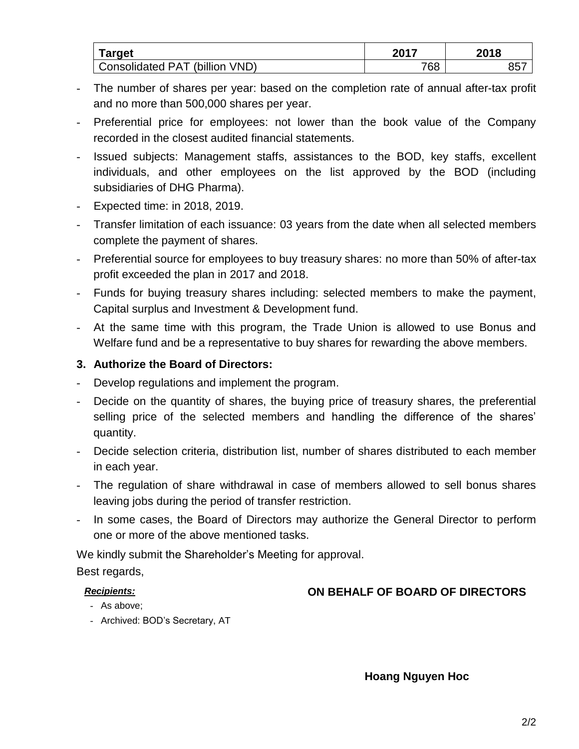| Target | 2017 | 2018 |
| --- | --- | --- |
| Consolidated PAT (billion VND) | 768 | 857 |

- The number of shares per year: based on the completion rate of annual after-tax profit and no more than 500,000 shares per year.
- Preferential price for employees: not lower than the book value of the Company recorded in the closest audited financial statements.
- Issued subjects: Management staffs, assistances to the BOD, key staffs, excellent individuals, and other employees on the list approved by the BOD (including subsidiaries of DHG Pharma).
- Expected time: in 2018, 2019.
- Transfer limitation of each issuance: 03 years from the date when all selected members complete the payment of shares.
- Preferential source for employees to buy treasury shares: no more than 50% of after-tax profit exceeded the plan in 2017 and 2018.
- Funds for buying treasury shares including: selected members to make the payment, Capital surplus and Investment & Development fund.
- At the same time with this program, the Trade Union is allowed to use Bonus and Welfare fund and be a representative to buy shares for rewarding the above members.

**3. Authorize the Board of Directors:**

- Develop regulations and implement the program.
- Decide on the quantity of shares, the buying price of treasury shares, the preferential selling price of the selected members and handling the difference of the shares' quantity.
- Decide selection criteria, distribution list, number of shares distributed to each member in each year.
- The regulation of share withdrawal in case of members allowed to sell bonus shares leaving jobs during the period of transfer restriction.
- In some cases, the Board of Directors may authorize the General Director to perform one or more of the above mentioned tasks.

We kindly submit the Shareholder's Meeting for approval.

Best regards,

***Recipients:***

- As above;
- Archived: BOD's Secretary, AT

**ON BEHALF OF BOARD OF DIRECTORS**

**Hoang Nguyen Hoc**